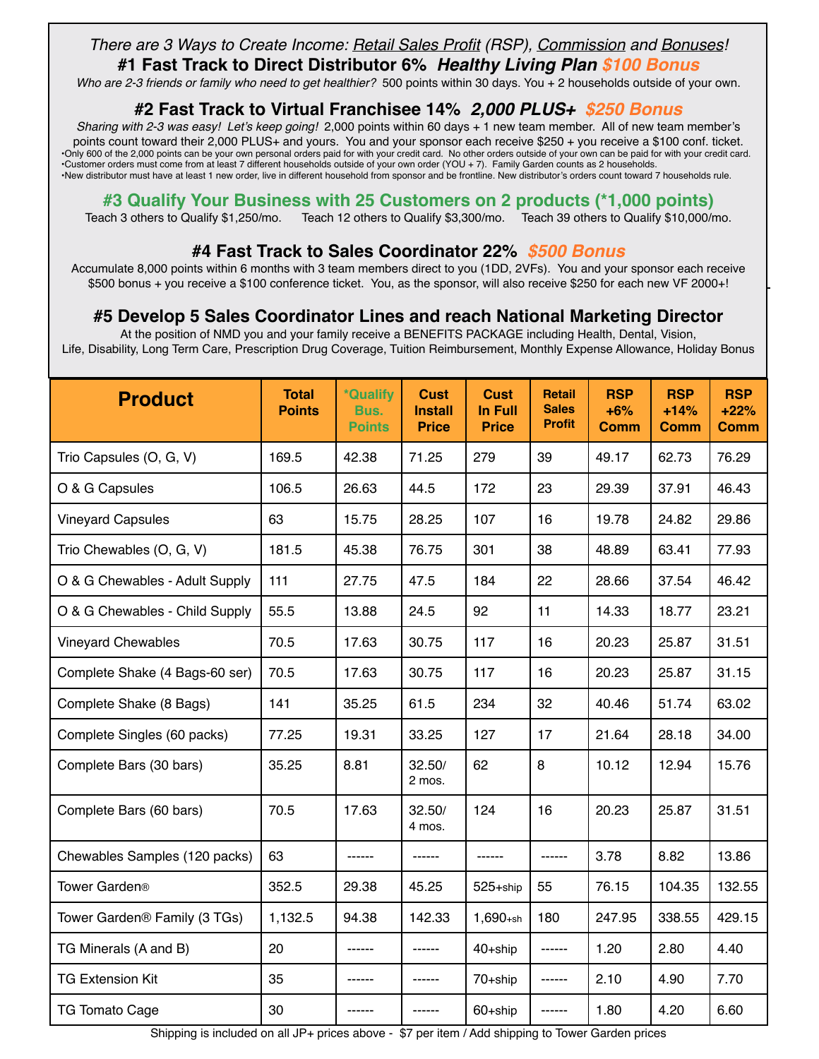*There are 3 Ways to Create Income: Retail Sales Profit (RSP), Commission and Bonuses!*

## #1 Fast Track to Direct Distributor 6% *Healthy Living Plan $100 Bonus*

*Who are 2-3 friends or family who need to get healthier?* 500 points within 30 days. You + 2 households outside of your own.

## #2 Fast Track to Virtual Franchisee 14% *2,000 PLUS+ $250 Bonus*

*Sharing with 2-3 was easy! Let's keep going!* 2,000 points within 60 days + 1 new team member. All of new team member's points count toward their 2,000 PLUS+ and yours. You and your sponsor each receive $250 + you receive a $100 conf. ticket.

- Only 600 of the 2,000 points can be your own personal orders paid for with your credit card. No other orders outside of your own can be paid for with your credit card.
- Customer orders must come from at least 7 different households outside of your own order (YOU + 7). Family Garden counts as 2 households.
- New distributor must have at least 1 new order, live in different household from sponsor and be frontline. New distributor's orders count toward 7 households rule.

## #3 Qualify Your Business with 25 Customers on 2 products (*1,000 points)

Teach 3 others to Qualify $1,250/mo. Teach 12 others to Qualify $3,300/mo. Teach 39 others to Qualify $10,000/mo.

## #4 Fast Track to Sales Coordinator 22% *$500 Bonus*

Accumulate 8,000 points within 6 months with 3 team members direct to you (1DD, 2VFs). You and your sponsor each receive $500 bonus + you receive a $100 conference ticket. You, as the sponsor, will also receive $250 for each new VF 2000+!

## #5 Develop 5 Sales Coordinator Lines and reach National Marketing Director

At the position of NMD you and your family receive a BENEFITS PACKAGE including Health, Dental, Vision, Life, Disability, Long Term Care, Prescription Drug Coverage, Tuition Reimbursement, Monthly Expense Allowance, Holiday Bonus

| Product | Total Points | *Qualify Bus. Points | Cust Install Price | Cust In Full Price | Retail Sales Profit | RSP +6% Comm | RSP +14% Comm | RSP +22% Comm |
|---|---|---|---|---|---|---|---|---|
| Trio Capsules (O, G, V) | 169.5 | 42.38 | 71.25 | 279 | 39 | 49.17 | 62.73 | 76.29 |
| O & G Capsules | 106.5 | 26.63 | 44.5 | 172 | 23 | 29.39 | 37.91 | 46.43 |
| Vineyard Capsules | 63 | 15.75 | 28.25 | 107 | 16 | 19.78 | 24.82 | 29.86 |
| Trio Chewables (O, G, V) | 181.5 | 45.38 | 76.75 | 301 | 38 | 48.89 | 63.41 | 77.93 |
| O & G Chewables - Adult Supply | 111 | 27.75 | 47.5 | 184 | 22 | 28.66 | 37.54 | 46.42 |
| O & G Chewables - Child Supply | 55.5 | 13.88 | 24.5 | 92 | 11 | 14.33 | 18.77 | 23.21 |
| Vineyard Chewables | 70.5 | 17.63 | 30.75 | 117 | 16 | 20.23 | 25.87 | 31.51 |
| Complete Shake (4 Bags-60 ser) | 70.5 | 17.63 | 30.75 | 117 | 16 | 20.23 | 25.87 | 31.15 |
| Complete Shake (8 Bags) | 141 | 35.25 | 61.5 | 234 | 32 | 40.46 | 51.74 | 63.02 |
| Complete Singles (60 packs) | 77.25 | 19.31 | 33.25 | 127 | 17 | 21.64 | 28.18 | 34.00 |
| Complete Bars (30 bars) | 35.25 | 8.81 | 32.50/ 2 mos. | 62 | 8 | 10.12 | 12.94 | 15.76 |
| Complete Bars (60 bars) | 70.5 | 17.63 | 32.50/ 4 mos. | 124 | 16 | 20.23 | 25.87 | 31.51 |
| Chewables Samples (120 packs) | 63 | ------ | ------ | ------ | ------ | 3.78 | 8.82 | 13.86 |
| Tower Garden® | 352.5 | 29.38 | 45.25 | 525+ship | 55 | 76.15 | 104.35 | 132.55 |
| Tower Garden® Family (3 TGs) | 1,132.5 | 94.38 | 142.33 | 1,690+sh | 180 | 247.95 | 338.55 | 429.15 |
| TG Minerals (A and B) | 20 | ------ | ------ | 40+ship | ------ | 1.20 | 2.80 | 4.40 |
| TG Extension Kit | 35 | ------ | ------ | 70+ship | ------ | 2.10 | 4.90 | 7.70 |
| TG Tomato Cage | 30 | ------ | ------ | 60+ship | ------ | 1.80 | 4.20 | 6.60 |

Shipping is included on all JP+ prices above - $7 per item / Add shipping to Tower Garden prices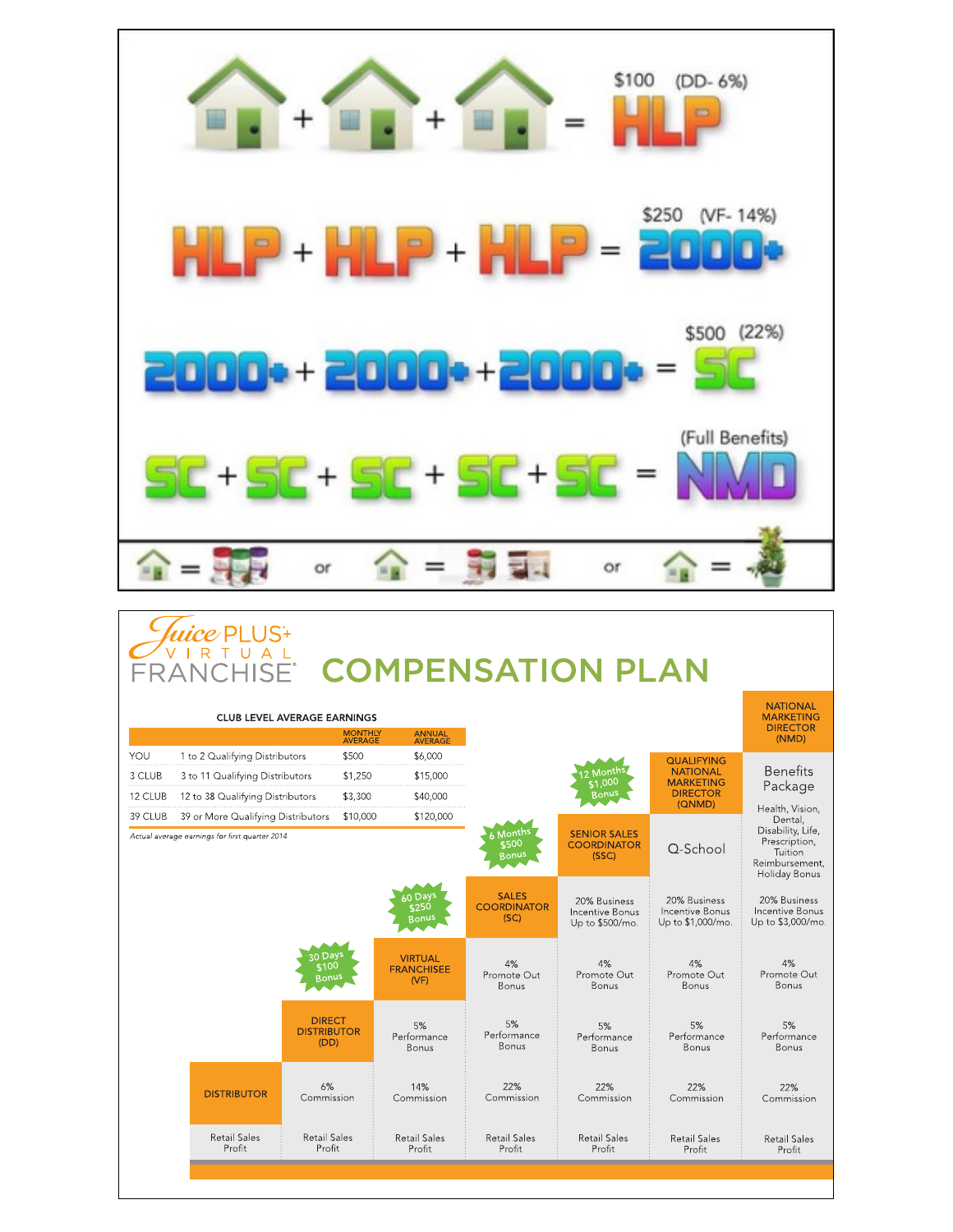🏠 + 🏠 + 🏠 = HLP — $100 (DD- 6%)

HLP + HLP + HLP = 2000+ — $250 (VF- 14%)

2000+ + 2000+ + 2000+ = SC — $500 (22%)

SC + SC + SC + SC + SC = NMD — (Full Benefits)

🏠 = (products) or 🏠 = (products) or 🏠 = (plant)

# Juice PLUS+ VIRTUAL FRANCHISE® COMPENSATION PLAN

## CLUB LEVEL AVERAGE EARNINGS

| | | MONTHLY AVERAGE | ANNUAL AVERAGE |
|---|---|---|---|
| YOU | 1 to 2 Qualifying Distributors | $500 | $6,000 |
| 3 CLUB | 3 to 11 Qualifying Distributors | $1,250 | $15,000 |
| 12 CLUB | 12 to 38 Qualifying Distributors | $3,300 | $40,000 |
| 39 CLUB | 39 or More Qualifying Distributors | $10,000 | $120,000 |

*Actual average earnings for first quarter 2014*

| DISTRIBUTOR | DIRECT DISTRIBUTOR (DD) | VIRTUAL FRANCHISEE (VF) | SALES COORDINATOR (SC) | SENIOR SALES COORDINATOR (SSC) | QUALIFYING NATIONAL MARKETING DIRECTOR (QNMD) | NATIONAL MARKETING DIRECTOR (NMD) |
|---|---|---|---|---|---|---|
| | 30 Days $100 Bonus | 60 Days $250 Bonus | 6 Months $500 Bonus | 12 Months $1,000 Bonus | | |
| | | | | | Q-School | Benefits Package: Health, Vision, Dental, Disability, Life, Prescription, Tuition Reimbursement, Holiday Bonus |
| | | | | 20% Business Incentive Bonus Up to $500/mo. | 20% Business Incentive Bonus Up to $1,000/mo. | 20% Business Incentive Bonus Up to $3,000/mo. |
| | | | 4% Promote Out Bonus | 4% Promote Out Bonus | 4% Promote Out Bonus | 4% Promote Out Bonus |
| | | 5% Performance Bonus | 5% Performance Bonus | 5% Performance Bonus | 5% Performance Bonus | 5% Performance Bonus |
| | 6% Commission | 14% Commission | 22% Commission | 22% Commission | 22% Commission | 22% Commission |
| Retail Sales Profit | Retail Sales Profit | Retail Sales Profit | Retail Sales Profit | Retail Sales Profit | Retail Sales Profit | Retail Sales Profit |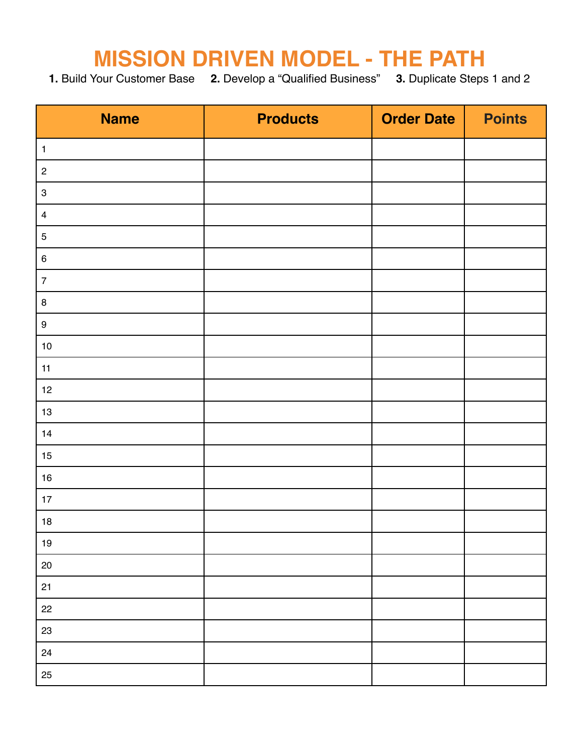# MISSION DRIVEN MODEL - THE PATH

**1.** Build Your Customer Base **2.** Develop a “Qualified Business” **3.** Duplicate Steps 1 and 2

| Name | Products | Order Date | Points |
|---|---|---|---|
| 1 | | | |
| 2 | | | |
| 3 | | | |
| 4 | | | |
| 5 | | | |
| 6 | | | |
| 7 | | | |
| 8 | | | |
| 9 | | | |
| 10 | | | |
| 11 | | | |
| 12 | | | |
| 13 | | | |
| 14 | | | |
| 15 | | | |
| 16 | | | |
| 17 | | | |
| 18 | | | |
| 19 | | | |
| 20 | | | |
| 21 | | | |
| 22 | | | |
| 23 | | | |
| 24 | | | |
| 25 | | | |